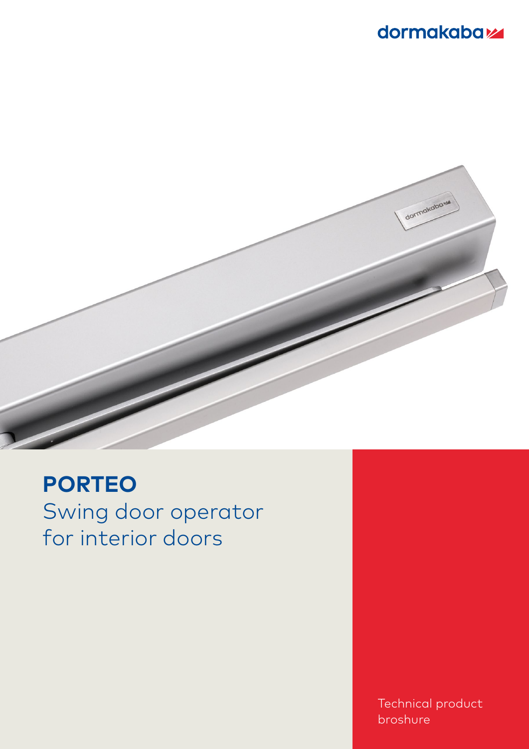dormakaba

# PORTEO

Swing door operator for interior doors

Technical product broshure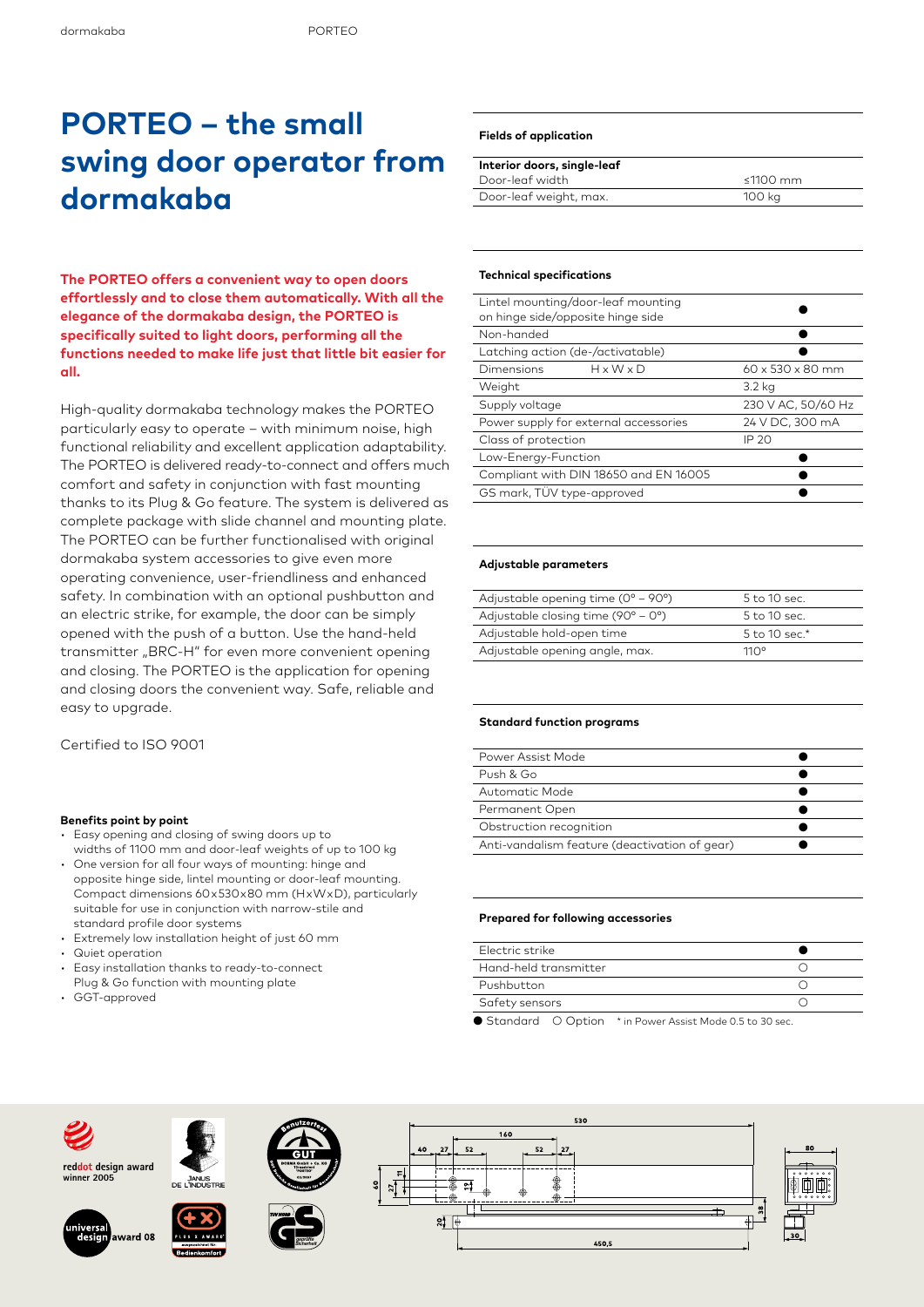# PORTEO – the small swing door operator from dormakaba

**The PORTEO offers a convenient way to open doors effortlessly and to close them automatically. With all the elegance of the dormakaba design, the PORTEO is specifically suited to light doors, performing all the functions needed to make life just that little bit easier for all.**

High-quality dormakaba technology makes the PORTEO particularly easy to operate – with minimum noise, high functional reliability and excellent application adaptability. The PORTEO is delivered ready-to-connect and offers much comfort and safety in conjunction with fast mounting thanks to its Plug & Go feature. The system is delivered as complete package with slide channel and mounting plate. The PORTEO can be further functionalised with original dormakaba system accessories to give even more operating convenience, user-friendliness and enhanced safety. In combination with an optional pushbutton and an electric strike, for example, the door can be simply opened with the push of a button. Use the hand-held transmitter „BRC-H" for even more convenient opening and closing. The PORTEO is the application for opening and closing doors the convenient way. Safe, reliable and easy to upgrade.

Certified to ISO 9001

**Benefits point by point**

- Easy opening and closing of swing doors up to widths of 1100 mm and door-leaf weights of up to 100 kg
- One version for all four ways of mounting: hinge and opposite hinge side, lintel mounting or door-leaf mounting. Compact dimensions 60x530x80 mm (HxWxD), particularly suitable for use in conjunction with narrow-stile and standard profile door systems
- Extremely low installation height of just 60 mm
- Quiet operation
- Easy installation thanks to ready-to-connect Plug & Go function with mounting plate
- GGT-approved

**Fields of application**

| Interior doors, single-leaf | |
|---|---|
| Door-leaf width | ≤1100 mm |
| Door-leaf weight, max. | 100 kg |

**Technical specifications**

| | |
|---|---|
| Lintel mounting/door-leaf mounting on hinge side/opposite hinge side | ● |
| Non-handed | ● |
| Latching action (de-/activatable) | ● |
| Dimensions H x W x D | 60 x 530 x 80 mm |
| Weight | 3.2 kg |
| Supply voltage | 230 V AC, 50/60 Hz |
| Power supply for external accessories | 24 V DC, 300 mA |
| Class of protection | IP 20 |
| Low-Energy-Function | ● |
| Compliant with DIN 18650 and EN 16005 | ● |
| GS mark, TÜV type-approved | ● |

**Adjustable parameters**

| | |
|---|---|
| Adjustable opening time (0° – 90°) | 5 to 10 sec. |
| Adjustable closing time (90° – 0°) | 5 to 10 sec. |
| Adjustable hold-open time | 5 to 10 sec.* |
| Adjustable opening angle, max. | 110° |

**Standard function programs**

| | |
|---|---|
| Power Assist Mode | ● |
| Push & Go | ● |
| Automatic Mode | ● |
| Permanent Open | ● |
| Obstruction recognition | ● |
| Anti-vandalism feature (deactivation of gear) | ● |

**Prepared for following accessories**

| | |
|---|---|
| Electric strike | ● |
| Hand-held transmitter | ○ |
| Pushbutton | ○ |
| Safety sensors | ○ |

● Standard ○ Option * in Power Assist Mode 0.5 to 30 sec.

reddot design award winner 2005

JANUS DE L'INDUSTRIE

universal design award 08

PLUS X AWARD Bedienkomfort

Benutzertest GUT

TÜV NORD GS geprüfte Sicherheit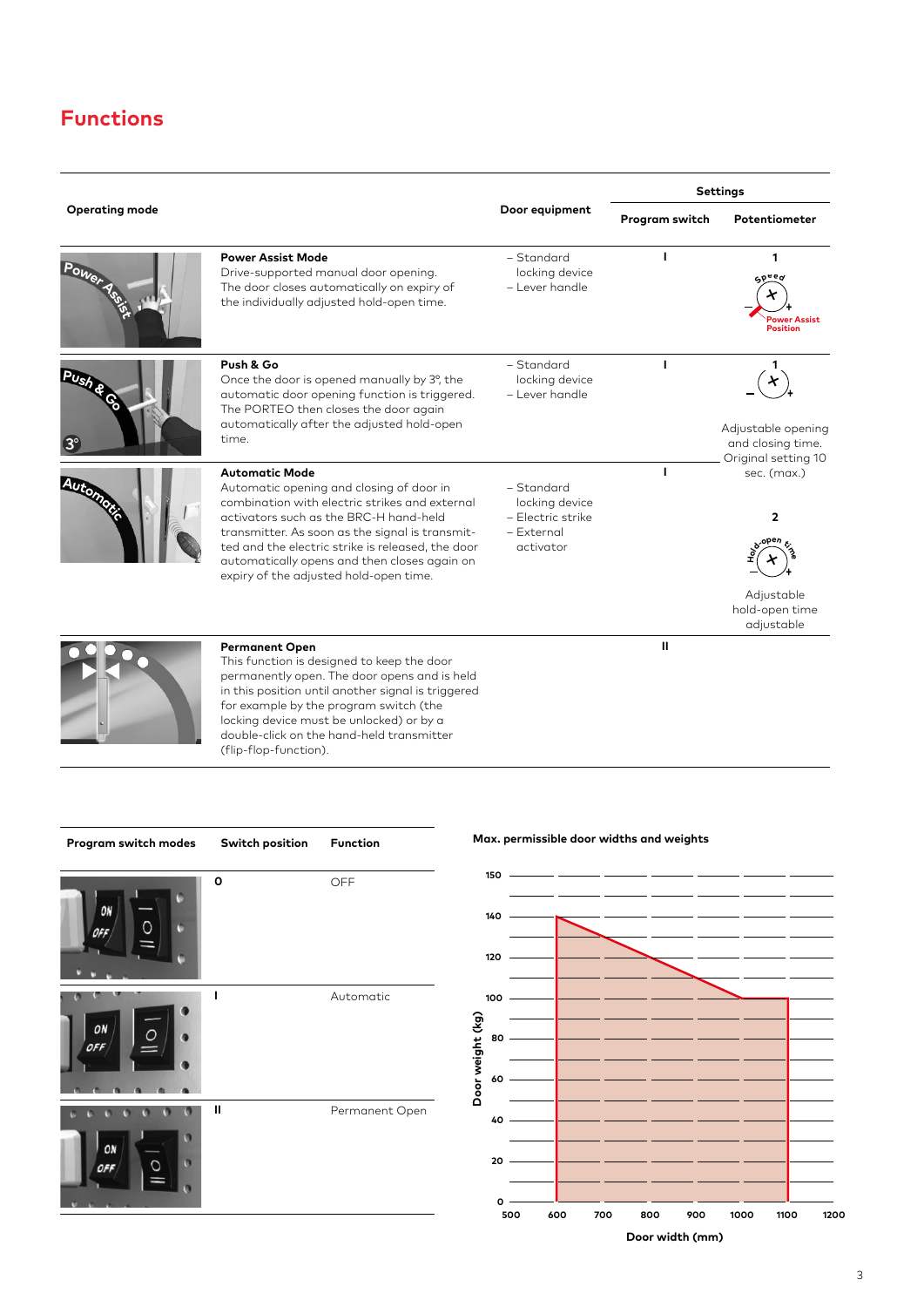## Functions

| Operating mode | | Door equipment | Settings | |
|---|---|---|---|---|
| | | | Program switch | Potentiometer |
| | **Power Assist Mode**<br>Drive-supported manual door opening. The door closes automatically on expiry of the individually adjusted hold-open time. | – Standard locking device<br>– Lever handle | I | 1<br>Speed<br>Power Assist Position |
| | **Push & Go**<br>Once the door is opened manually by 3°, the automatic door opening function is triggered. The PORTEO then closes the door again automatically after the adjusted hold-open time. | – Standard locking device<br>– Lever handle | I | 1<br>Adjustable opening and closing time. Original setting 10 sec. (max.) |
| | **Automatic Mode**<br>Automatic opening and closing of door in combination with electric strikes and external activators such as the BRC-H hand-held transmitter. As soon as the signal is transmitted and the electric strike is released, the door automatically opens and then closes again on expiry of the adjusted hold-open time. | – Standard locking device<br>– Electric strike<br>– External activator | I | 2<br>Hold-open time<br>Adjustable hold-open time adjustable |
| | **Permanent Open**<br>This function is designed to keep the door permanently open. The door opens and is held in this position until another signal is triggered for example by the program switch (the locking device must be unlocked) or by a double-click on the hand-held transmitter (flip-flop-function). | | II | |

| Program switch modes | Switch position | Function |
|---|---|---|
| | 0 | OFF |
| | I | Automatic |
| | II | Permanent Open |

**Max. permissible door widths and weights**

Door weight (kg) vs. Door width (mm): permissible range from 600 mm to 1100 mm door width; maximum door weight 140 kg at 600 mm, decreasing linearly to 100 kg at 1000 mm, and 100 kg from 1000 mm to 1100 mm.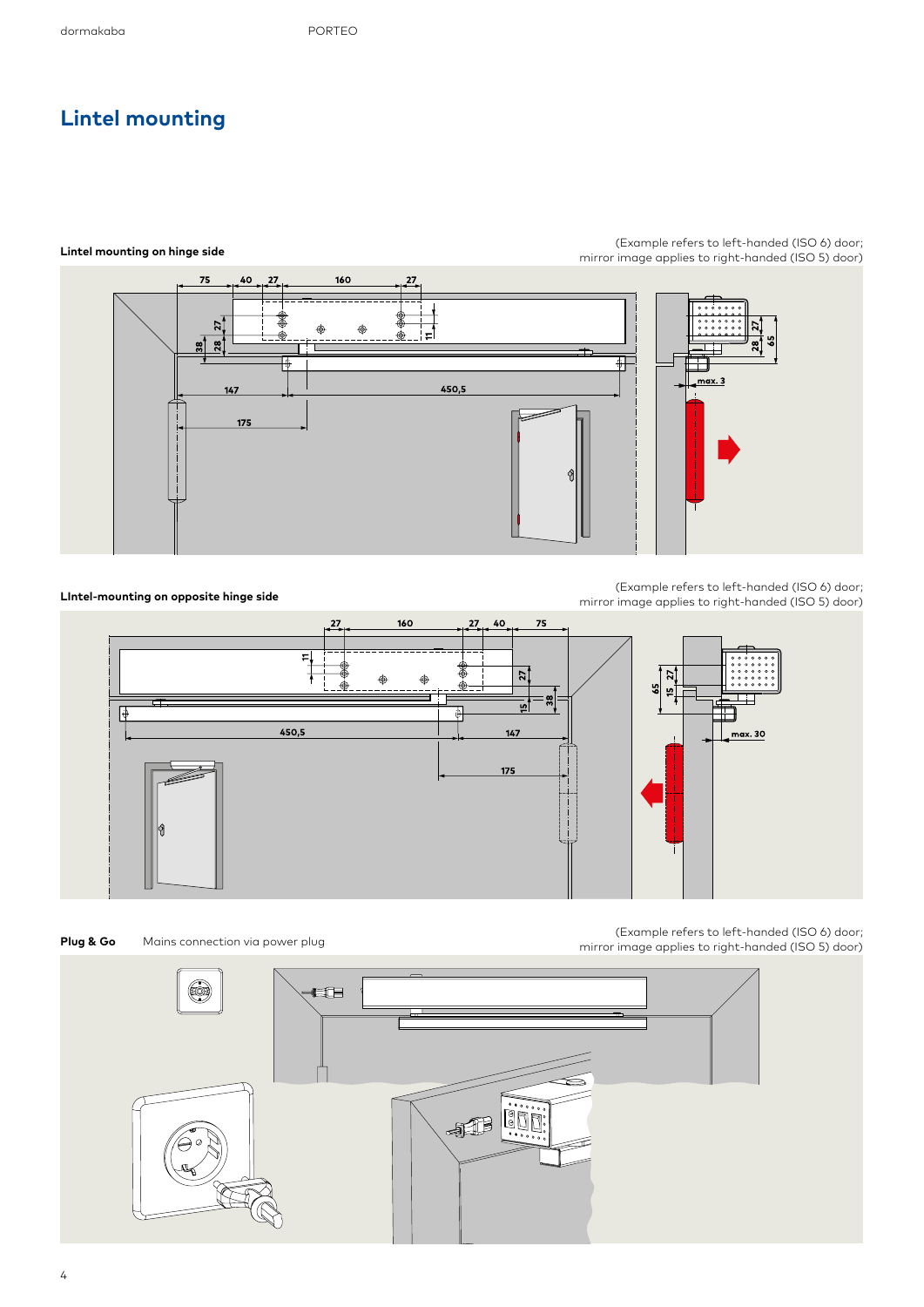# Lintel mounting

**Lintel mounting on hinge side**

(Example refers to left-handed (ISO 6) door; mirror image applies to right-handed (ISO 5) door)

**LIntel-mounting on opposite hinge side**

(Example refers to left-handed (ISO 6) door; mirror image applies to right-handed (ISO 5) door)

**Plug & Go** Mains connection via power plug

(Example refers to left-handed (ISO 6) door; mirror image applies to right-handed (ISO 5) door)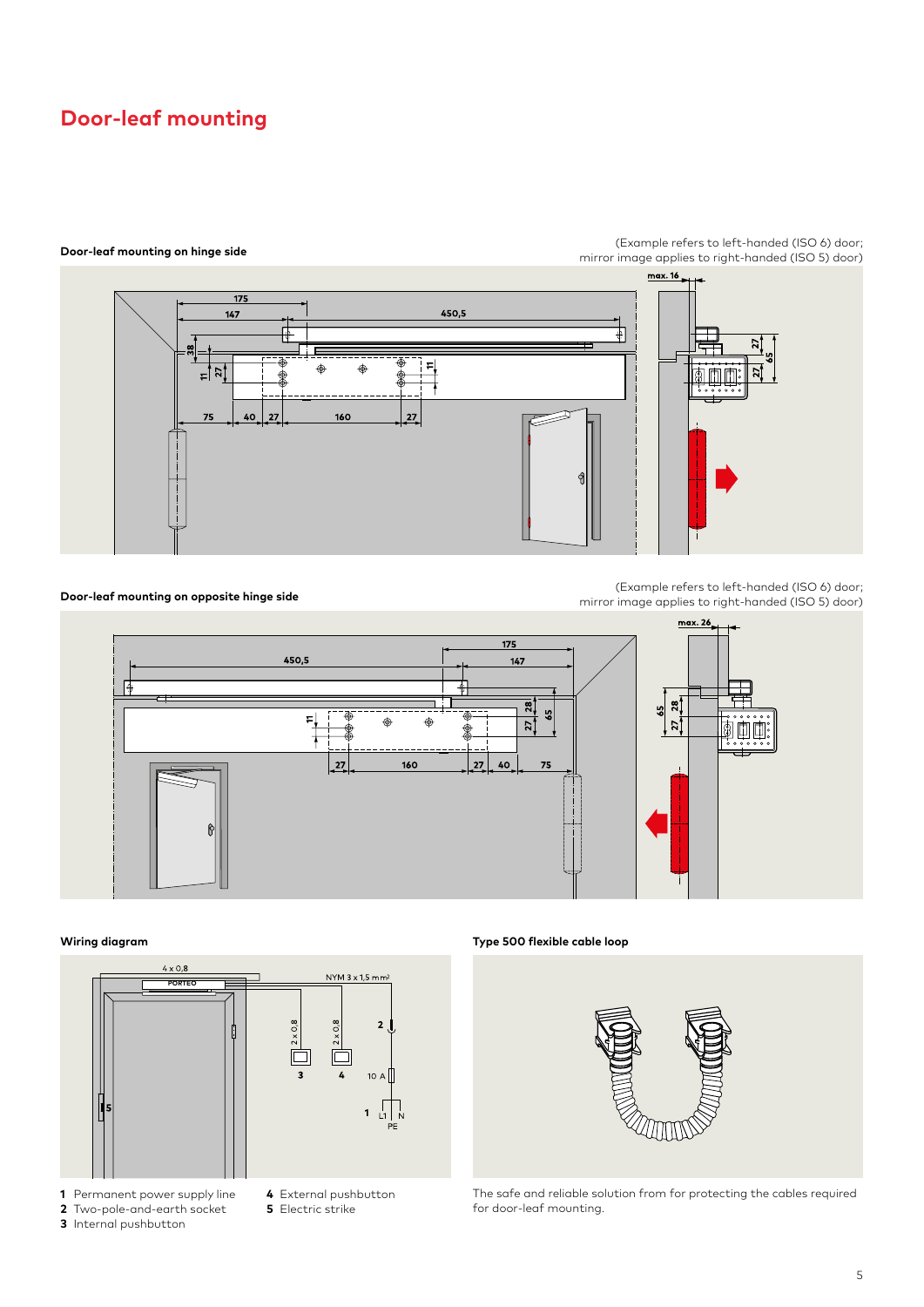# Door-leaf mounting

**Door-leaf mounting on hinge side**

(Example refers to left-handed (ISO 6) door; mirror image applies to right-handed (ISO 5) door)

**Door-leaf mounting on opposite hinge side**

(Example refers to left-handed (ISO 6) door; mirror image applies to right-handed (ISO 5) door)

**Wiring diagram**

1 Permanent power supply line
2 Two-pole-and-earth socket
3 Internal pushbutton
4 External pushbutton
5 Electric strike

**Type 500 flexible cable loop**

The safe and reliable solution from for protecting the cables required for door-leaf mounting.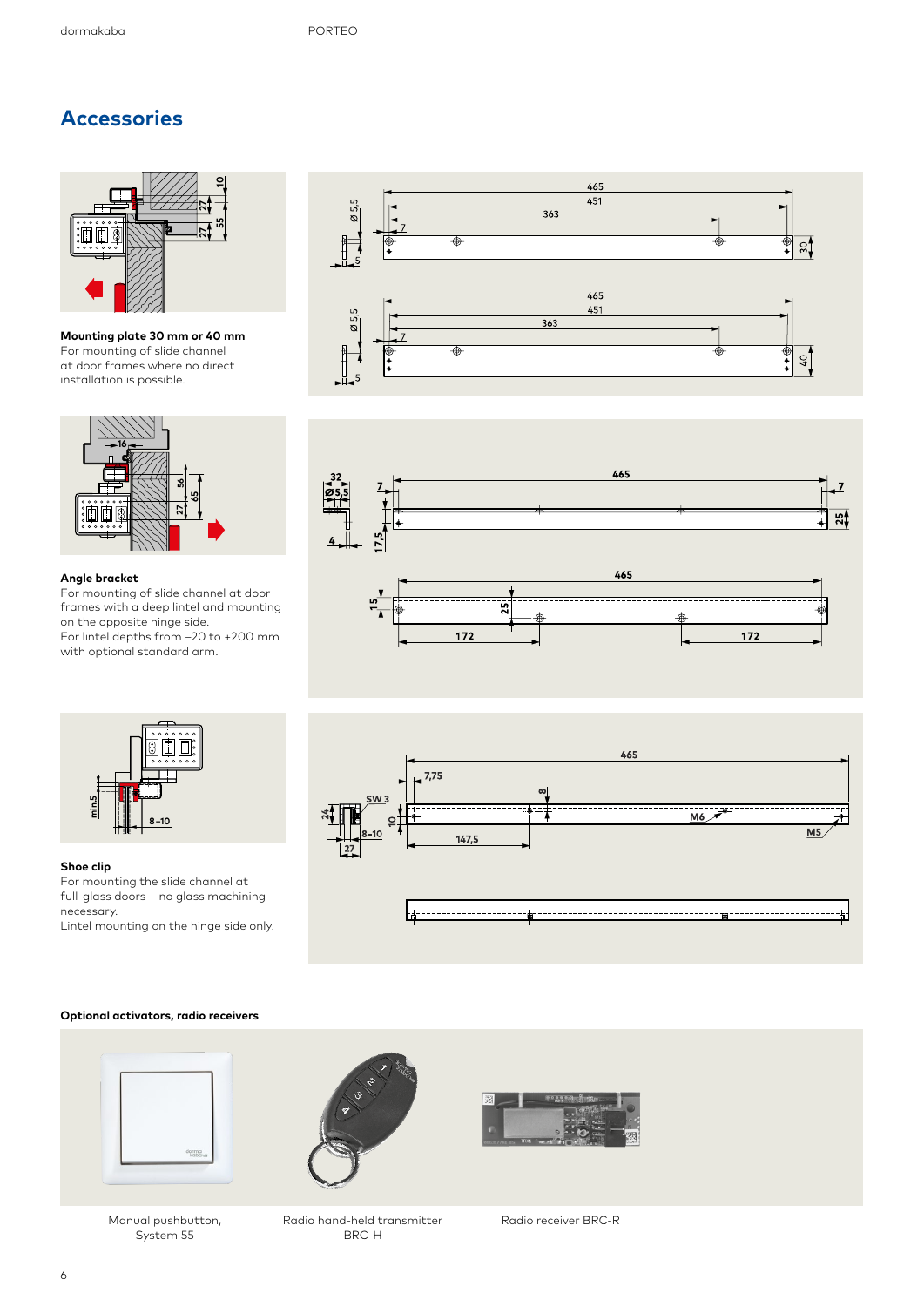# Accessories

**Mounting plate 30 mm or 40 mm**
For mounting of slide channel at door frames where no direct installation is possible.

**Angle bracket**
For mounting of slide channel at door frames with a deep lintel and mounting on the opposite hinge side.
For lintel depths from –20 to +200 mm with optional standard arm.

**Shoe clip**
For mounting the slide channel at full-glass doors – no glass machining necessary.
Lintel mounting on the hinge side only.

**Optional activators, radio receivers**

Manual pushbutton, System 55

Radio hand-held transmitter BRC-H

Radio receiver BRC-R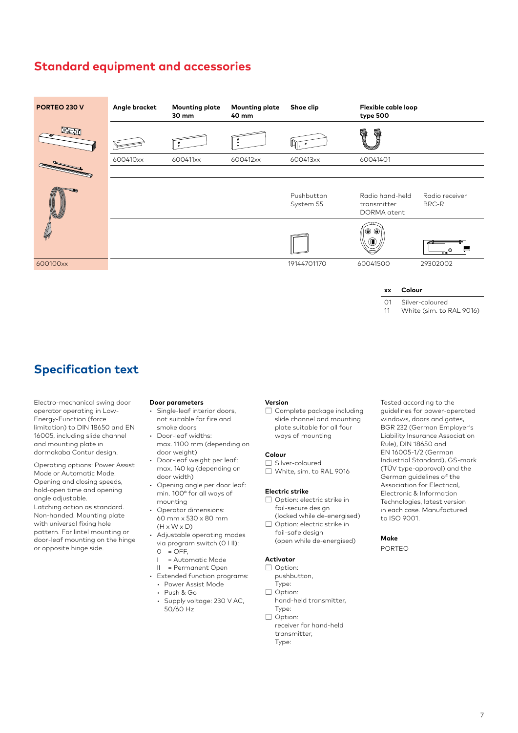## Standard equipment and accessories

| PORTEO 230 V | Angle bracket | Mounting plate 30 mm | Mounting plate 40 mm | Shoe clip | Flexible cable loop type 500 | |
|---|---|---|---|---|---|---|
| | 600410xx | 600411xx | 600412xx | 600413xx | 60041401 | |
| | | | | Pushbutton System 55 | Radio hand-held transmitter DORMA atent | Radio receiver BRC-R |
| 600100xx | | | | 19144701170 | 60041500 | 29302002 |

| xx | Colour |
|---|---|
| 01 | Silver-coloured |
| 11 | White (sim. to RAL 9016) |

## Specification text

Electro-mechanical swing door operator operating in Low-Energy-Function (force limitation) to DIN 18650 and EN 16005, including slide channel and mounting plate in dormakaba Contur design.

Operating options: Power Assist Mode or Automatic Mode. Opening and closing speeds, hold-open time and opening angle adjustable.
Latching action as standard. Non-handed. Mounting plate with universal fixing hole pattern. For lintel mounting or door-leaf mounting on the hinge or opposite hinge side.

**Door parameters**

- Single-leaf interior doors, not suitable for fire and smoke doors
- Door-leaf widths: max. 1100 mm (depending on door weight)
- Door-leaf weight per leaf: max. 140 kg (depending on door width)
- Opening angle per door leaf: min. 100° for all ways of mounting
- Operator dimensions: 60 mm x 530 x 80 mm (H x W x D)
- Adjustable operating modes via program switch (0 I II):
  0 = OFF,
  I = Automatic Mode
  II = Permanent Open
- Extended function programs:
  - Power Assist Mode
  - Push & Go
  - Supply voltage: 230 V AC, 50/60 Hz

**Version**

☐ Complete package including slide channel and mounting plate suitable for all four ways of mounting

**Colour**

☐ Silver-coloured
☐ White, sim. to RAL 9016

**Electric strike**

☐ Option: electric strike in fail-secure design (locked while de-energised)
☐ Option: electric strike in fail-safe design (open while de-energised)

**Activator**

☐ Option: pushbutton, Type:
☐ Option: hand-held transmitter, Type:
☐ Option: receiver for hand-held transmitter, Type:

Tested according to the guidelines for power-operated windows, doors and gates, BGR 232 (German Employer's Liability Insurance Association Rule), DIN 18650 and EN 16005-1/2 (German Industrial Standard), GS-mark (TÜV type-approval) and the German guidelines of the Association for Electrical, Electronic & Information Technologies, latest version in each case. Manufactured to ISO 9001.

**Make**

PORTEO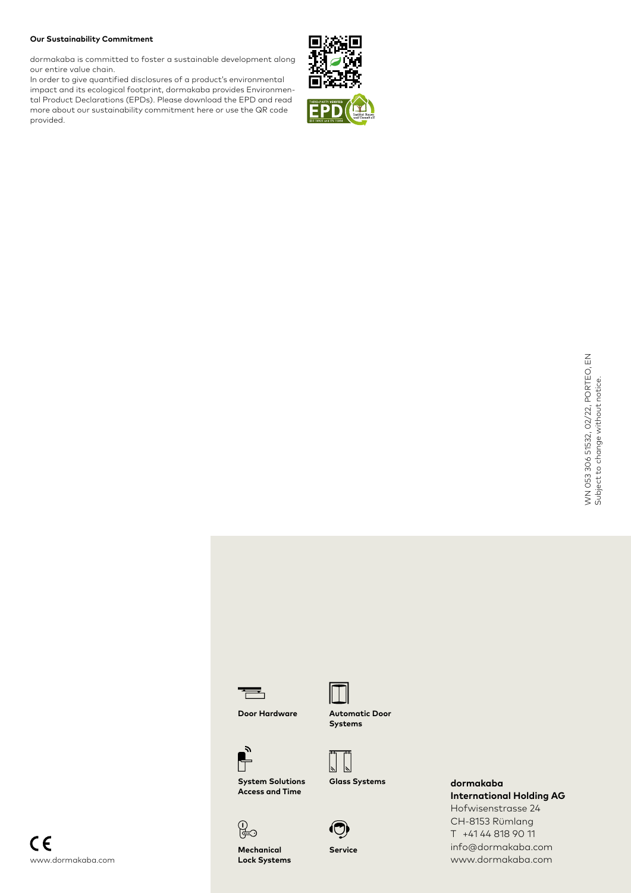**Our Sustainability Commitment**

dormakaba is committed to foster a sustainable development along our entire value chain.
In order to give quantified disclosures of a product's environmental impact and its ecological footprint, dormakaba provides Environmental Product Declarations (EPDs). Please download the EPD and read more about our sustainability commitment here or use the QR code provided.

WN 053 306 51532, 02/22, PORTEO, EN
Subject to change without notice.

**Door Hardware**

**Automatic Door Systems**

**System Solutions Access and Time**

**Glass Systems**

**Mechanical Lock Systems**

**Service**

**dormakaba**
**International Holding AG**
Hofwisenstrasse 24
CH-8153 Rümlang
T +41 44 818 90 11
info@dormakaba.com
www.dormakaba.com

CE
www.dormakaba.com